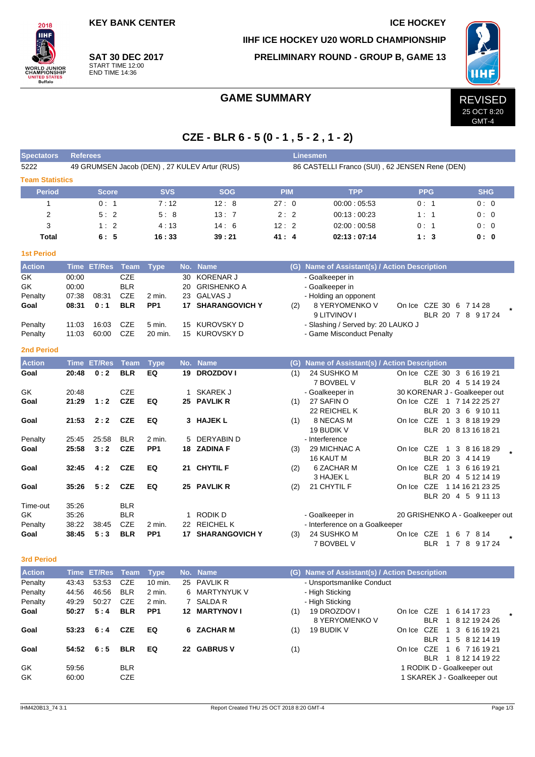KEY BANK CENTER

ICE HOCKEY

IIHF ICE HOCKEY U20 WORLD CHAMPIONSHIP

**SAT 30 DEC 2017**
START TIME 12:00
END TIME 14:36

PRELIMINARY ROUND - GROUP B, GAME 13

# GAME SUMMARY

REVISED
25 OCT 8:20
GMT-4

## CZE - BLR 6 - 5 (0 - 1 , 5 - 2 , 1 - 2)

| Spectators | Referees | Linesmen |
|---|---|---|
| 5222 | 49 GRUMSEN Jacob (DEN) , 27 KULEV Artur (RUS) | 86 CASTELLI Franco (SUI) , 62 JENSEN Rene (DEN) |

### Team Statistics

| Period | Score | SVS | SOG | PIM | TPP | PPG | SHG |
|---|---|---|---|---|---|---|---|
| 1 | 0 : 1 | 7 : 12 | 12 : 8 | 27 : 0 | 00:00 : 05:53 | 0 : 1 | 0 : 0 |
| 2 | 5 : 2 | 5 : 8 | 13 : 7 | 2 : 2 | 00:13 : 00:23 | 1 : 1 | 0 : 0 |
| 3 | 1 : 2 | 4 : 13 | 14 : 6 | 12 : 2 | 02:00 : 00:58 | 0 : 1 | 0 : 0 |
| **Total** | **6 : 5** | **16 : 33** | **39 : 21** | **41 : 4** | **02:13 : 07:14** | **1 : 3** | **0 : 0** |

### 1st Period

| Action | Time | ET/Res | Team | Type | No. | Name | (G) | Name of Assistant(s) / Action Description | |
|---|---|---|---|---|---|---|---|---|---|
| GK | 00:00 | | CZE | | 30 | KORENAR J | | - Goalkeeper in | |
| GK | 00:00 | | BLR | | 20 | GRISHENKO A | | - Goalkeeper in | |
| Penalty | 07:38 | 08:31 | CZE | 2 min. | 23 | GALVAS J | | - Holding an opponent | |
| **Goal** | **08:31** | **0 : 1** | **BLR** | **PP1** | **17** | **SHARANGOVICH Y** | (2) | 8 YERYOMENKO V<br>9 LITVINOV I | On Ice CZE 30 6 7 14 28<br>BLR 20 7 8 9 17 24 * |
| Penalty | 11:03 | 16:03 | CZE | 5 min. | 15 | KUROVSKY D | | - Slashing / Served by: 20 LAUKO J | |
| Penalty | 11:03 | 60:00 | CZE | 20 min. | 15 | KUROVSKY D | | - Game Misconduct Penalty | |

### 2nd Period

| Action | Time | ET/Res | Team | Type | No. | Name | (G) | Name of Assistant(s) / Action Description | |
|---|---|---|---|---|---|---|---|---|---|
| **Goal** | **20:48** | **0 : 2** | **BLR** | **EQ** | **19** | **DROZDOV I** | (1) | 24 SUSHKO M<br>7 BOVBEL V | On Ice CZE 30 3 6 16 19 21<br>BLR 20 4 5 14 19 24 |
| GK | 20:48 | | CZE | | 1 | SKAREK J | | - Goalkeeper in | 30 KORENAR J - Goalkeeper out |
| **Goal** | **21:29** | **1 : 2** | **CZE** | **EQ** | **25** | **PAVLIK R** | (1) | 27 SAFIN O<br>22 REICHEL K | On Ice CZE 1 7 14 22 25 27<br>BLR 20 3 6 9 10 11 |
| **Goal** | **21:53** | **2 : 2** | **CZE** | **EQ** | **3** | **HAJEK L** | (1) | 8 NECAS M<br>19 BUDIK V | On Ice CZE 1 3 8 18 19 29<br>BLR 20 8 13 16 18 21 |
| Penalty | 25:45 | 25:58 | BLR | 2 min. | 5 | DERYABIN D | | - Interference | |
| **Goal** | **25:58** | **3 : 2** | **CZE** | **PP1** | **18** | **ZADINA F** | (3) | 29 MICHNAC A<br>16 KAUT M | On Ice CZE 1 3 8 16 18 29<br>BLR 20 3 4 14 19 * |
| **Goal** | **32:45** | **4 : 2** | **CZE** | **EQ** | **21** | **CHYTIL F** | (2) | 6 ZACHAR M<br>3 HAJEK L | On Ice CZE 1 3 6 16 19 21<br>BLR 20 4 5 12 14 19 |
| **Goal** | **35:26** | **5 : 2** | **CZE** | **EQ** | **25** | **PAVLIK R** | (2) | 21 CHYTIL F | On Ice CZE 1 14 16 21 23 25<br>BLR 20 4 5 9 11 13 |
| Time-out | 35:26 | | BLR | | | | | | |
| GK | 35:26 | | BLR | | 1 | RODIK D | | - Goalkeeper in | 20 GRISHENKO A - Goalkeeper out |
| Penalty | 38:22 | 38:45 | CZE | 2 min. | 22 | REICHEL K | | - Interference on a Goalkeeper | |
| **Goal** | **38:45** | **5 : 3** | **BLR** | **PP1** | **17** | **SHARANGOVICH Y** | (3) | 24 SUSHKO M<br>7 BOVBEL V | On Ice CZE 1 6 7 8 14<br>BLR 1 7 8 9 17 24 * |

### 3rd Period

| Action | Time | ET/Res | Team | Type | No. | Name | (G) | Name of Assistant(s) / Action Description | |
|---|---|---|---|---|---|---|---|---|---|
| Penalty | 43:43 | 53:53 | CZE | 10 min. | 25 | PAVLIK R | | - Unsportsmanlike Conduct | |
| Penalty | 44:56 | 46:56 | BLR | 2 min. | 6 | MARTYNYUK V | | - High Sticking | |
| Penalty | 49:29 | 50:27 | CZE | 2 min. | 7 | SALDA R | | - High Sticking | |
| **Goal** | **50:27** | **5 : 4** | **BLR** | **PP1** | **12** | **MARTYNOV I** | (1) | 19 DROZDOV I<br>8 YERYOMENKO V | On Ice CZE 1 6 14 17 23<br>BLR 1 8 12 19 24 26 * |
| **Goal** | **53:23** | **6 : 4** | **CZE** | **EQ** | **6** | **ZACHAR M** | (1) | 19 BUDIK V | On Ice CZE 1 3 6 16 19 21<br>BLR 1 5 8 12 14 19 |
| **Goal** | **54:52** | **6 : 5** | **BLR** | **EQ** | **22** | **GABRUS V** | (1) | | On Ice CZE 1 6 7 16 19 21<br>BLR 1 8 12 14 19 22 |
| GK | 59:56 | | BLR | | | | | | 1 RODIK D - Goalkeeper out |
| GK | 60:00 | | CZE | | | | | | 1 SKAREK J - Goalkeeper out |

IHM420B13_74 3.1 Report Created THU 25 OCT 2018 8:20 GMT-4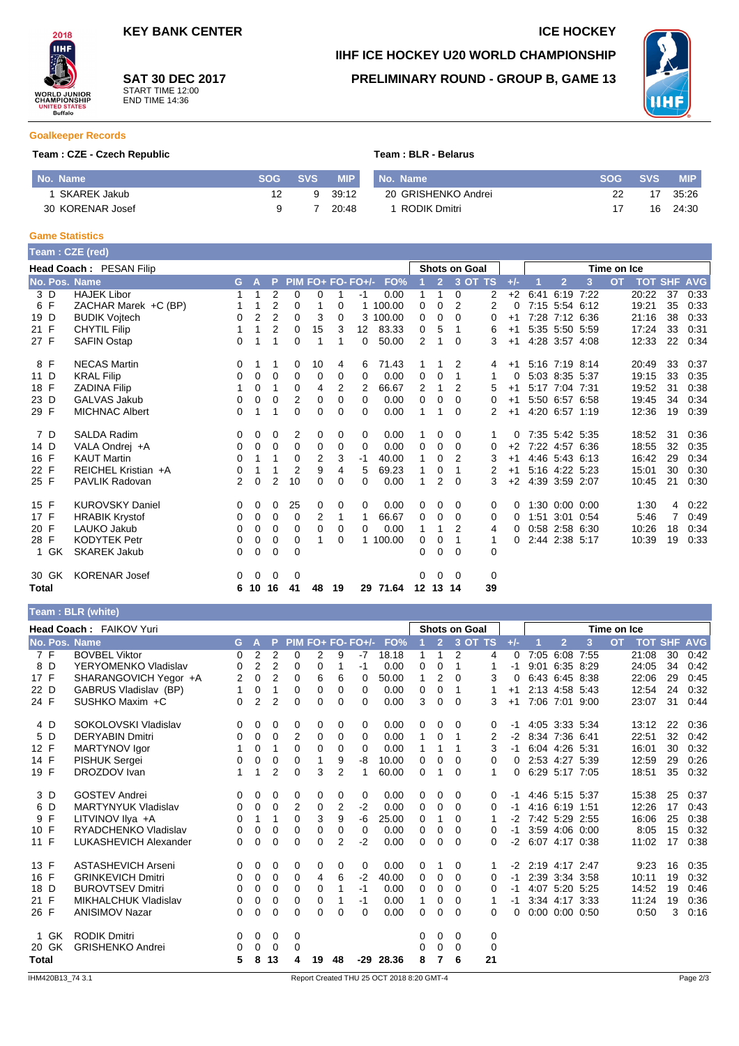KEY BANK CENTER

ICE HOCKEY

# IIHF ICE HOCKEY U20 WORLD CHAMPIONSHIP

## PRELIMINARY ROUND - GROUP B, GAME 13

**SAT 30 DEC 2017**
START TIME 12:00
END TIME 14:36

### Goalkeeper Records

**Team : CZE - Czech Republic**

| No. Name | SOG | SVS | MIP |
|---|---|---|---|
| 1 SKAREK Jakub | 12 | 9 | 39:12 |
| 30 KORENAR Josef | 9 | 7 | 20:48 |

**Team : BLR - Belarus**

| No. Name | SOG | SVS | MIP |
|---|---|---|---|
| 20 GRISHENKO Andrei | 22 | 17 | 35:26 |
| 1 RODIK Dmitri | 17 | 16 | 24:30 |

### Game Statistics

**Team : CZE (red)**

**Head Coach : PESAN Filip**

| No. | Pos. | Name | G | A | P | PIM | FO+ | FO- | FO+/- | FO% | SOG 1 | SOG 2 | SOG 3 | SOG OT | SOG TS | +/- | TOI 1 | TOI 2 | TOI 3 | TOI OT | TOT | SHF | AVG |
|---|---|---|---|---|---|---|---|---|---|---|---|---|---|---|---|---|---|---|---|---|---|---|---|
| 3 | D | HAJEK Libor | 1 | 1 | 2 | 0 | 0 | 1 | -1 | 0.00 | 1 | 1 | 0 | | 2 | +2 | 6:41 | 6:19 | 7:22 | | 20:22 | 37 | 0:33 |
| 6 | F | ZACHAR Marek +C (BP) | 1 | 1 | 2 | 0 | 1 | 0 | 1 | 100.00 | 0 | 0 | 2 | | 2 | 0 | 7:15 | 5:54 | 6:12 | | 19:21 | 35 | 0:33 |
| 19 | D | BUDIK Vojtech | 0 | 2 | 2 | 0 | 3 | 0 | 3 | 100.00 | 0 | 0 | 0 | | 0 | +1 | 7:28 | 7:12 | 6:36 | | 21:16 | 38 | 0:33 |
| 21 | F | CHYTIL Filip | 1 | 1 | 2 | 0 | 15 | 3 | 12 | 83.33 | 0 | 5 | 1 | | 6 | +1 | 5:35 | 5:50 | 5:59 | | 17:24 | 33 | 0:31 |
| 27 | F | SAFIN Ostap | 0 | 1 | 1 | 0 | 1 | 1 | 0 | 50.00 | 2 | 1 | 0 | | 3 | +1 | 4:28 | 3:57 | 4:08 | | 12:33 | 22 | 0:34 |
| 8 | F | NECAS Martin | 0 | 1 | 1 | 0 | 10 | 4 | 6 | 71.43 | 1 | 1 | 2 | | 4 | +1 | 5:16 | 7:19 | 8:14 | | 20:49 | 33 | 0:37 |
| 11 | D | KRAL Filip | 0 | 0 | 0 | 0 | 0 | 0 | 0 | 0.00 | 0 | 0 | 1 | | 1 | 0 | 5:03 | 8:35 | 5:37 | | 19:15 | 33 | 0:35 |
| 18 | F | ZADINA Filip | 1 | 0 | 1 | 0 | 4 | 2 | 2 | 66.67 | 2 | 1 | 2 | | 5 | +1 | 5:17 | 7:04 | 7:31 | | 19:52 | 31 | 0:38 |
| 23 | D | GALVAS Jakub | 0 | 0 | 0 | 2 | 0 | 0 | 0 | 0.00 | 0 | 0 | 0 | | 0 | +1 | 5:50 | 6:57 | 6:58 | | 19:45 | 34 | 0:34 |
| 29 | F | MICHNAC Albert | 0 | 1 | 1 | 0 | 0 | 0 | 0 | 0.00 | 1 | 1 | 0 | | 2 | +1 | 4:20 | 6:57 | 1:19 | | 12:36 | 19 | 0:39 |
| 7 | D | SALDA Radim | 0 | 0 | 0 | 2 | 0 | 0 | 0 | 0.00 | 1 | 0 | 0 | | 1 | 0 | 7:35 | 5:42 | 5:35 | | 18:52 | 31 | 0:36 |
| 14 | D | VALA Ondrej +A | 0 | 0 | 0 | 0 | 0 | 0 | 0 | 0.00 | 0 | 0 | 0 | | 0 | +2 | 7:22 | 4:57 | 6:36 | | 18:55 | 32 | 0:35 |
| 16 | F | KAUT Martin | 0 | 1 | 1 | 0 | 2 | 3 | -1 | 40.00 | 1 | 0 | 2 | | 3 | +1 | 4:46 | 5:43 | 6:13 | | 16:42 | 29 | 0:34 |
| 22 | F | REICHEL Kristian +A | 0 | 1 | 1 | 2 | 9 | 4 | 5 | 69.23 | 1 | 0 | 1 | | 2 | +1 | 5:16 | 4:22 | 5:23 | | 15:01 | 30 | 0:30 |
| 25 | F | PAVLIK Radovan | 2 | 0 | 2 | 10 | 0 | 0 | 0 | 0.00 | 1 | 2 | 0 | | 3 | +2 | 4:39 | 3:59 | 2:07 | | 10:45 | 21 | 0:30 |
| 15 | F | KUROVSKY Daniel | 0 | 0 | 0 | 25 | 0 | 0 | 0 | 0.00 | 0 | 0 | 0 | | 0 | 0 | 1:30 | 0:00 | 0:00 | | 1:30 | 4 | 0:22 |
| 17 | F | HRABIK Krystof | 0 | 0 | 0 | 0 | 2 | 1 | 1 | 66.67 | 0 | 0 | 0 | | 0 | 0 | 1:51 | 3:01 | 0:54 | | 5:46 | 7 | 0:49 |
| 20 | F | LAUKO Jakub | 0 | 0 | 0 | 0 | 0 | 0 | 0 | 0.00 | 1 | 1 | 2 | | 4 | 0 | 0:58 | 2:58 | 6:30 | | 10:26 | 18 | 0:34 |
| 28 | F | KODYTEK Petr | 0 | 0 | 0 | 0 | 1 | 0 | 1 | 100.00 | 0 | 0 | 1 | | 1 | 0 | 2:44 | 2:38 | 5:17 | | 10:39 | 19 | 0:33 |
| 1 | GK | SKAREK Jakub | 0 | 0 | 0 | 0 | | | | | 0 | 0 | 0 | | 0 | | | | | | | | |
| 30 | GK | KORENAR Josef | 0 | 0 | 0 | 0 | | | | | 0 | 0 | 0 | | 0 | | | | | | | | |
| **Total** | | | 6 | 10 | 16 | 41 | 48 | 19 | 29 | 71.64 | 12 | 13 | 14 | | 39 | | | | | | | | |

**Team : BLR (white)**

**Head Coach : FAIKOV Yuri**

| No. | Pos. | Name | G | A | P | PIM | FO+ | FO- | FO+/- | FO% | SOG 1 | SOG 2 | SOG 3 | SOG OT | SOG TS | +/- | TOI 1 | TOI 2 | TOI 3 | TOI OT | TOT | SHF | AVG |
|---|---|---|---|---|---|---|---|---|---|---|---|---|---|---|---|---|---|---|---|---|---|---|---|
| 7 | F | BOVBEL Viktor | 0 | 2 | 2 | 0 | 2 | 9 | -7 | 18.18 | 1 | 1 | 2 | | 4 | 0 | 7:05 | 6:08 | 7:55 | | 21:08 | 30 | 0:42 |
| 8 | D | YERYOMENKO Vladislav | 0 | 2 | 2 | 0 | 0 | 1 | -1 | 0.00 | 0 | 0 | 1 | | 1 | -1 | 9:01 | 6:35 | 8:29 | | 24:05 | 34 | 0:42 |
| 17 | F | SHARANGOVICH Yegor +A | 2 | 0 | 2 | 0 | 6 | 6 | 0 | 50.00 | 1 | 2 | 0 | | 3 | 0 | 6:43 | 6:45 | 8:38 | | 22:06 | 29 | 0:45 |
| 22 | D | GABRUS Vladislav (BP) | 1 | 0 | 1 | 0 | 0 | 0 | 0 | 0.00 | 0 | 0 | 1 | | 1 | +1 | 2:13 | 4:58 | 5:43 | | 12:54 | 24 | 0:32 |
| 24 | F | SUSHKO Maxim +C | 0 | 2 | 2 | 0 | 0 | 0 | 0 | 0.00 | 3 | 0 | 0 | | 3 | +1 | 7:06 | 7:01 | 9:00 | | 23:07 | 31 | 0:44 |
| 4 | D | SOKOLOVSKI Vladislav | 0 | 0 | 0 | 0 | 0 | 0 | 0 | 0.00 | 0 | 0 | 0 | | 0 | -1 | 4:05 | 3:33 | 5:34 | | 13:12 | 22 | 0:36 |
| 5 | D | DERYABIN Dmitri | 0 | 0 | 0 | 2 | 0 | 0 | 0 | 0.00 | 1 | 0 | 1 | | 2 | -2 | 8:34 | 7:36 | 6:41 | | 22:51 | 32 | 0:42 |
| 12 | F | MARTYNOV Igor | 1 | 0 | 1 | 0 | 0 | 0 | 0 | 0.00 | 1 | 1 | 1 | | 3 | -1 | 6:04 | 4:26 | 5:31 | | 16:01 | 30 | 0:32 |
| 14 | F | PISHUK Sergei | 0 | 0 | 0 | 0 | 1 | 9 | -8 | 10.00 | 0 | 0 | 0 | | 0 | 0 | 2:53 | 4:27 | 5:39 | | 12:59 | 29 | 0:26 |
| 19 | F | DROZDOV Ivan | 1 | 1 | 2 | 0 | 3 | 2 | 1 | 60.00 | 0 | 1 | 0 | | 1 | 0 | 6:29 | 5:17 | 7:05 | | 18:51 | 35 | 0:32 |
| 3 | D | GOSTEV Andrei | 0 | 0 | 0 | 0 | 0 | 0 | 0 | 0.00 | 0 | 0 | 0 | | 0 | -1 | 4:46 | 5:15 | 5:37 | | 15:38 | 25 | 0:37 |
| 6 | D | MARTYNYUK Vladislav | 0 | 0 | 0 | 2 | 0 | 2 | -2 | 0.00 | 0 | 0 | 0 | | 0 | -1 | 4:16 | 6:19 | 1:51 | | 12:26 | 17 | 0:43 |
| 9 | F | LITVINOV Ilya +A | 0 | 1 | 1 | 0 | 3 | 9 | -6 | 25.00 | 0 | 1 | 0 | | 1 | -2 | 7:42 | 5:29 | 2:55 | | 16:06 | 25 | 0:38 |
| 10 | F | RYADCHENKO Vladislav | 0 | 0 | 0 | 0 | 0 | 0 | 0 | 0.00 | 0 | 0 | 0 | | 0 | -1 | 3:59 | 4:06 | 0:00 | | 8:05 | 15 | 0:32 |
| 11 | F | LUKASHEVICH Alexander | 0 | 0 | 0 | 0 | 0 | 2 | -2 | 0.00 | 0 | 0 | 0 | | 0 | -2 | 6:07 | 4:17 | 0:38 | | 11:02 | 17 | 0:38 |
| 13 | F | ASTASHEVICH Arseni | 0 | 0 | 0 | 0 | 0 | 0 | 0 | 0.00 | 0 | 1 | 0 | | 1 | -2 | 2:19 | 4:17 | 2:47 | | 9:23 | 16 | 0:35 |
| 16 | F | GRINKEVICH Dmitri | 0 | 0 | 0 | 0 | 4 | 6 | -2 | 40.00 | 0 | 0 | 0 | | 0 | -1 | 2:39 | 3:34 | 3:58 | | 10:11 | 19 | 0:32 |
| 18 | D | BUROVTSEV Dmitri | 0 | 0 | 0 | 0 | 0 | 1 | -1 | 0.00 | 0 | 0 | 0 | | 0 | -1 | 4:07 | 5:20 | 5:25 | | 14:52 | 19 | 0:46 |
| 21 | F | MIKHALCHUK Vladislav | 0 | 0 | 0 | 0 | 0 | 1 | -1 | 0.00 | 1 | 0 | 0 | | 1 | -1 | 3:34 | 4:17 | 3:33 | | 11:24 | 19 | 0:36 |
| 26 | F | ANISIMOV Nazar | 0 | 0 | 0 | 0 | 0 | 0 | 0 | 0.00 | 0 | 0 | 0 | | 0 | 0 | 0:00 | 0:00 | 0:50 | | 0:50 | 3 | 0:16 |
| 1 | GK | RODIK Dmitri | 0 | 0 | 0 | 0 | | | | | 0 | 0 | 0 | | 0 | | | | | | | | |
| 20 | GK | GRISHENKO Andrei | 0 | 0 | 0 | 0 | | | | | 0 | 0 | 0 | | 0 | | | | | | | | |
| **Total** | | | 5 | 8 | 13 | 4 | 19 | 48 | -29 | 28.36 | 8 | 7 | 6 | | 21 | | | | | | | | |

IHM420B13_74 3.1 Report Created THU 25 OCT 2018 8:20 GMT-4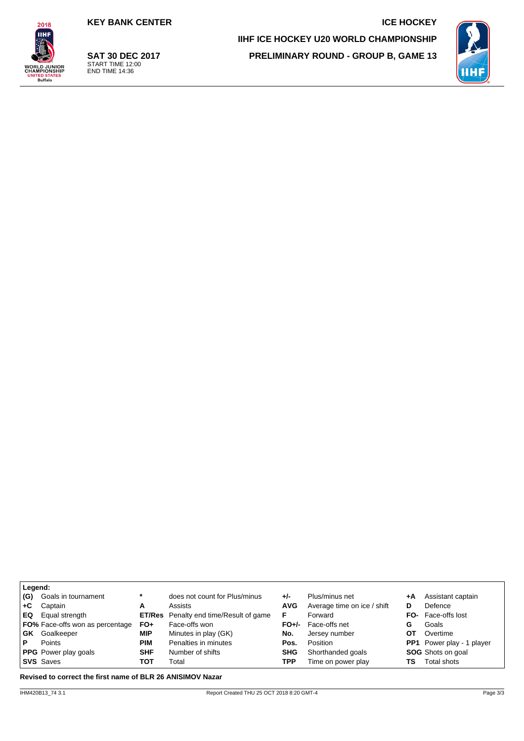**KEY BANK CENTER**

**ICE HOCKEY**

**IIHF ICE HOCKEY U20 WORLD CHAMPIONSHIP**

**SAT 30 DEC 2017**
START TIME 12:00
END TIME 14:36

**PRELIMINARY ROUND - GROUP B, GAME 13**

| Legend: | | | | | | | |
|---|---|---|---|---|---|---|---|
| **(G)** Goals in tournament | | **\*** | does not count for Plus/minus | **+/-** | Plus/minus net | **+A** | Assistant captain |
| **+C** Captain | | **A** | Assists | **AVG** | Average time on ice / shift | **D** | Defence |
| **EQ** Equal strength | | **ET/Res** | Penalty end time/Result of game | **F** | Forward | **FO-** | Face-offs lost |
| **FO%** Face-offs won as percentage | | **FO+** | Face-offs won | **FO+/-** | Face-offs net | **G** | Goals |
| **GK** Goalkeeper | | **MIP** | Minutes in play (GK) | **No.** | Jersey number | **OT** | Overtime |
| **P** Points | | **PIM** | Penalties in minutes | **Pos.** | Position | **PP1** | Power play - 1 player |
| **PPG** Power play goals | | **SHF** | Number of shifts | **SHG** | Shorthanded goals | **SOG** | Shots on goal |
| **SVS** Saves | | **TOT** | Total | **TPP** | Time on power play | **TS** | Total shots |

**Revised to correct the first name of BLR 26 ANISIMOV Nazar**

IHM420B13_74 3.1 Report Created THU 25 OCT 2018 8:20 GMT-4